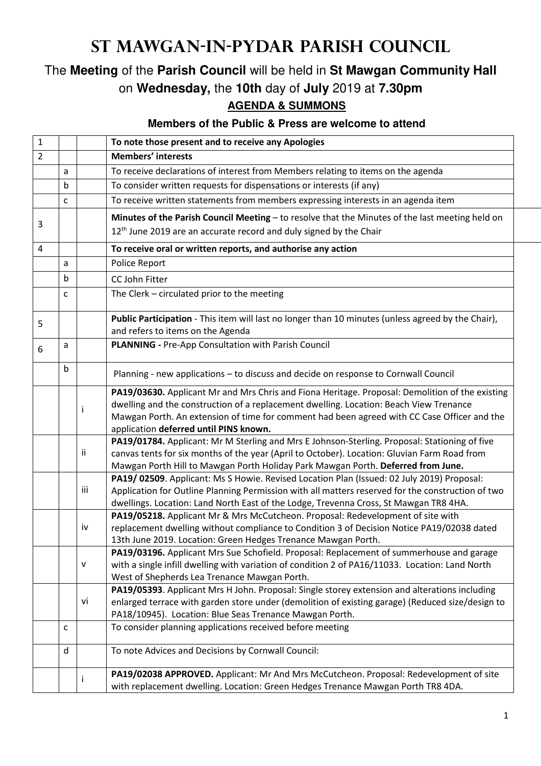# St Mawgan-in-Pydar Parish Council

The **Meeting** of the **Parish Council** will be held in **St Mawgan Community Hall** on **Wednesday,** the **10th** day of **July** 2019 at **7.30pm**

**AGENDA & SUMMONS**

**Members of the Public & Press are welcome to attend**

| | | | |
|---|---|---|---|
| 1 | | | **To note those present and to receive any Apologies** |
| 2 | | | **Members' interests** |
| | a | | To receive declarations of interest from Members relating to items on the agenda |
| | b | | To consider written requests for dispensations or interests (if any) |
| | c | | To receive written statements from members expressing interests in an agenda item |
| 3 | | | **Minutes of the Parish Council Meeting** – to resolve that the Minutes of the last meeting held on 12th June 2019 are an accurate record and duly signed by the Chair |
| 4 | | | **To receive oral or written reports, and authorise any action** |
| | a | | Police Report |
| | b | | CC John Fitter |
| | c | | The Clerk – circulated prior to the meeting |
| 5 | | | **Public Participation** - This item will last no longer than 10 minutes (unless agreed by the Chair), and refers to items on the Agenda |
| 6 | a | | **PLANNING -** Pre-App Consultation with Parish Council |
| | b | | Planning - new applications – to discuss and decide on response to Cornwall Council |
| | | i | **PA19/03630.** Applicant Mr and Mrs Chris and Fiona Heritage. Proposal: Demolition of the existing dwelling and the construction of a replacement dwelling. Location: Beach View Trenance Mawgan Porth. An extension of time for comment had been agreed with CC Case Officer and the application **deferred until PINS known.** |
| | | ii | **PA19/01784.** Applicant: Mr M Sterling and Mrs E Johnson-Sterling. Proposal: Stationing of five canvas tents for six months of the year (April to October). Location: Gluvian Farm Road from Mawgan Porth Hill to Mawgan Porth Holiday Park Mawgan Porth. **Deferred from June.** |
| | | iii | **PA19/ 02509**. Applicant: Ms S Howie. Revised Location Plan (Issued: 02 July 2019) Proposal: Application for Outline Planning Permission with all matters reserved for the construction of two dwellings. Location: Land North East of the Lodge, Trevenna Cross, St Mawgan TR8 4HA. |
| | | iv | **PA19/05218.** Applicant Mr & Mrs McCutcheon. Proposal: Redevelopment of site with replacement dwelling without compliance to Condition 3 of Decision Notice PA19/02038 dated 13th June 2019. Location: Green Hedges Trenance Mawgan Porth. |
| | | v | **PA19/03196.** Applicant Mrs Sue Schofield. Proposal: Replacement of summerhouse and garage with a single infill dwelling with variation of condition 2 of PA16/11033. Location: Land North West of Shepherds Lea Trenance Mawgan Porth. |
| | | vi | **PA19/05393**. Applicant Mrs H John. Proposal: Single storey extension and alterations including enlarged terrace with garden store under (demolition of existing garage) (Reduced size/design to PA18/10945). Location: Blue Seas Trenance Mawgan Porth. |
| | c | | To consider planning applications received before meeting |
| | d | | To note Advices and Decisions by Cornwall Council: |
| | | i | **PA19/02038 APPROVED.** Applicant: Mr And Mrs McCutcheon. Proposal: Redevelopment of site with replacement dwelling. Location: Green Hedges Trenance Mawgan Porth TR8 4DA. |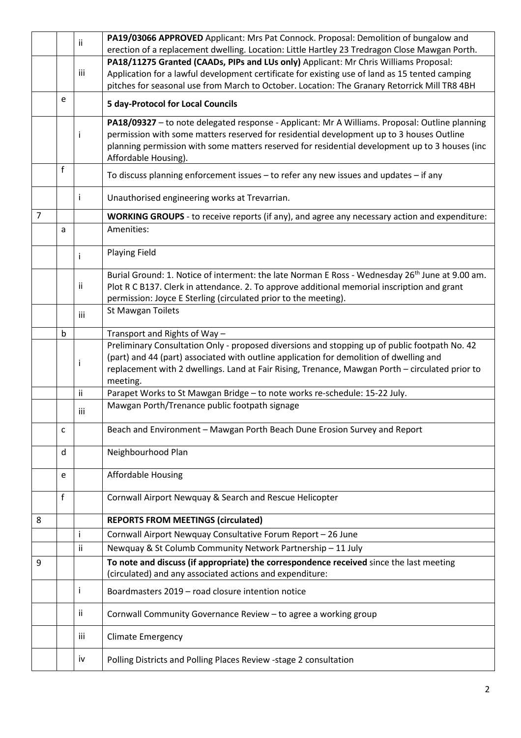| | | | |
|---|---|---|---|
| | | ii | **PA19/03066 APPROVED** Applicant: Mrs Pat Connock. Proposal: Demolition of bungalow and erection of a replacement dwelling. Location: Little Hartley 23 Tredragon Close Mawgan Porth. |
| | | iii | **PA18/11275 Granted (CAADs, PIPs and LUs only)** Applicant: Mr Chris Williams Proposal: Application for a lawful development certificate for existing use of land as 15 tented camping pitches for seasonal use from March to October. Location: The Granary Retorrick Mill TR8 4BH |
| | e | | **5 day-Protocol for Local Councils** |
| | | i | **PA18/09327** – to note delegated response - Applicant: Mr A Williams. Proposal: Outline planning permission with some matters reserved for residential development up to 3 houses Outline planning permission with some matters reserved for residential development up to 3 houses (inc Affordable Housing). |
| | f | | To discuss planning enforcement issues – to refer any new issues and updates – if any |
| | | i | Unauthorised engineering works at Trevarrian. |
| 7 | | | **WORKING GROUPS** - to receive reports (if any), and agree any necessary action and expenditure: |
| | a | | Amenities: |
| | | i | Playing Field |
| | | ii | Burial Ground: 1. Notice of interment: the late Norman E Ross - Wednesday 26th June at 9.00 am. Plot R C B137. Clerk in attendance. 2. To approve additional memorial inscription and grant permission: Joyce E Sterling (circulated prior to the meeting). |
| | | iii | St Mawgan Toilets |
| | b | | Transport and Rights of Way – |
| | | i | Preliminary Consultation Only - proposed diversions and stopping up of public footpath No. 42 (part) and 44 (part) associated with outline application for demolition of dwelling and replacement with 2 dwellings. Land at Fair Rising, Trenance, Mawgan Porth – circulated prior to meeting. |
| | | ii | Parapet Works to St Mawgan Bridge – to note works re-schedule: 15-22 July. |
| | | iii | Mawgan Porth/Trenance public footpath signage |
| | c | | Beach and Environment – Mawgan Porth Beach Dune Erosion Survey and Report |
| | d | | Neighbourhood Plan |
| | e | | Affordable Housing |
| | f | | Cornwall Airport Newquay & Search and Rescue Helicopter |
| 8 | | | **REPORTS FROM MEETINGS (circulated)** |
| | | i | Cornwall Airport Newquay Consultative Forum Report – 26 June |
| | | ii | Newquay & St Columb Community Network Partnership – 11 July |
| 9 | | | **To note and discuss (if appropriate) the correspondence received** since the last meeting (circulated) and any associated actions and expenditure: |
| | | i | Boardmasters 2019 – road closure intention notice |
| | | ii | Cornwall Community Governance Review – to agree a working group |
| | | iii | Climate Emergency |
| | | iv | Polling Districts and Polling Places Review -stage 2 consultation |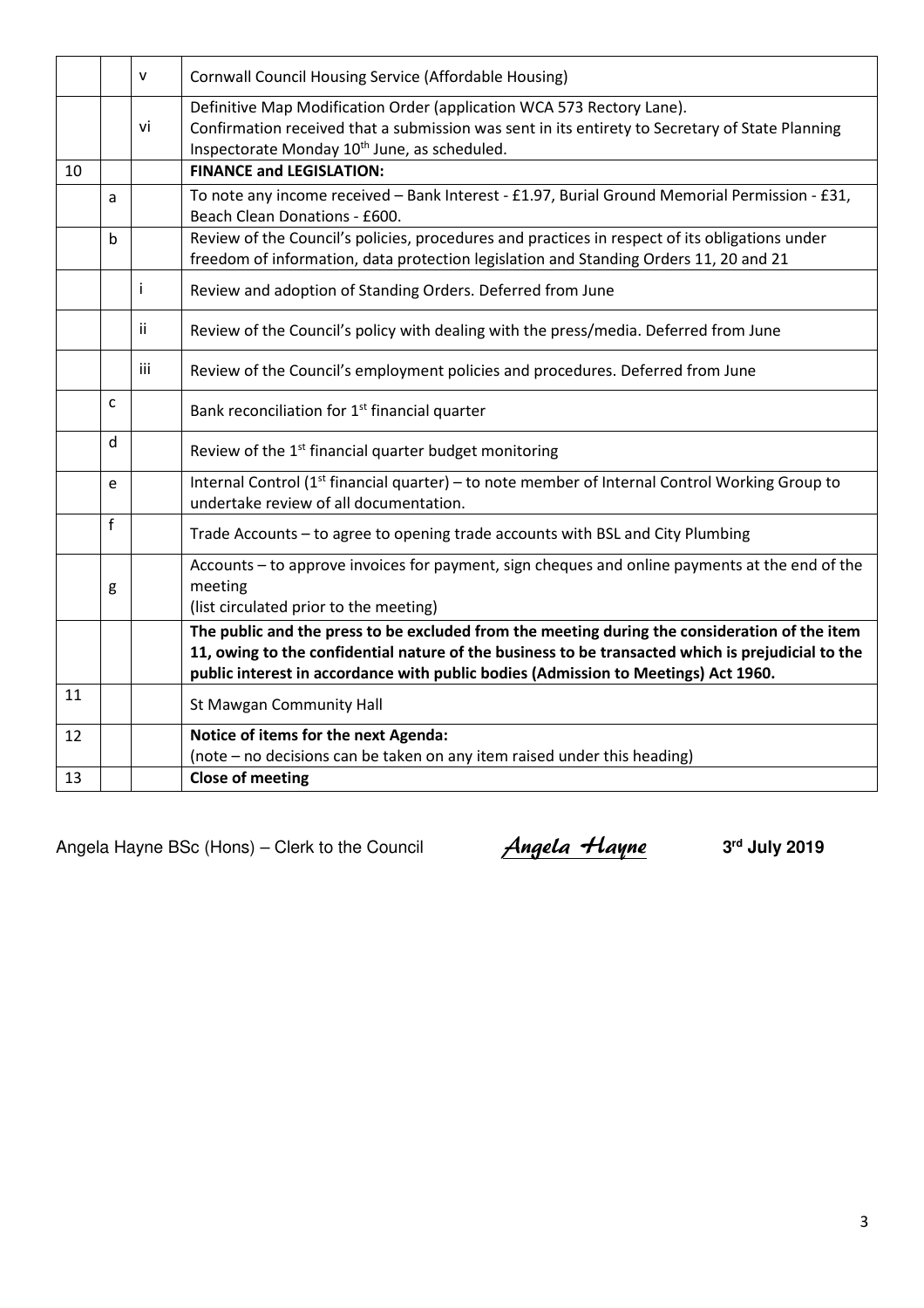| | | | |
|---|---|---|---|
| | | v | Cornwall Council Housing Service (Affordable Housing) |
| | | vi | Definitive Map Modification Order (application WCA 573 Rectory Lane).<br>Confirmation received that a submission was sent in its entirety to Secretary of State Planning Inspectorate Monday 10th June, as scheduled. |
| 10 | | | **FINANCE and LEGISLATION:** |
| | a | | To note any income received – Bank Interest - £1.97, Burial Ground Memorial Permission - £31, Beach Clean Donations - £600. |
| | b | | Review of the Council's policies, procedures and practices in respect of its obligations under freedom of information, data protection legislation and Standing Orders 11, 20 and 21 |
| | | i | Review and adoption of Standing Orders. Deferred from June |
| | | ii | Review of the Council's policy with dealing with the press/media. Deferred from June |
| | | iii | Review of the Council's employment policies and procedures. Deferred from June |
| | c | | Bank reconciliation for 1st financial quarter |
| | d | | Review of the 1st financial quarter budget monitoring |
| | e | | Internal Control (1st financial quarter) – to note member of Internal Control Working Group to undertake review of all documentation. |
| | f | | Trade Accounts – to agree to opening trade accounts with BSL and City Plumbing |
| | g | | Accounts – to approve invoices for payment, sign cheques and online payments at the end of the meeting<br>(list circulated prior to the meeting) |
| | | | **The public and the press to be excluded from the meeting during the consideration of the item 11, owing to the confidential nature of the business to be transacted which is prejudicial to the public interest in accordance with public bodies (Admission to Meetings) Act 1960.** |
| 11 | | | St Mawgan Community Hall |
| 12 | | | **Notice of items for the next Agenda:**<br>(note – no decisions can be taken on any item raised under this heading) |
| 13 | | | **Close of meeting** |

Angela Hayne BSc (Hons) – Clerk to the Council *Angela Hayne* **3rd July 2019**